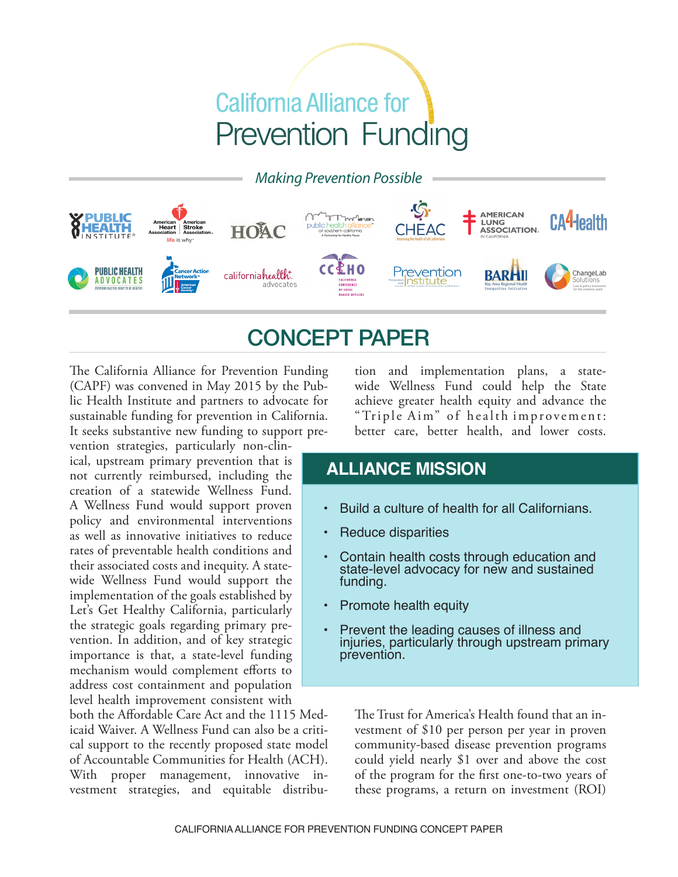# California Alliance for Prevention Funding

*Making Prevention Possible*

## CONCEPT PAPER

The California Alliance for Prevention Funding (CAPF) was convened in May 2015 by the Public Health Institute and partners to advocate for sustainable funding for prevention in California. It seeks substantive new funding to support prevention strategies, particularly non-clinical, upstream primary prevention that is not currently reimbursed, including the creation of a statewide Wellness Fund. A Wellness Fund would support proven policy and environmental interventions as well as innovative initiatives to reduce rates of preventable health conditions and their associated costs and inequity. A statewide Wellness Fund would support the implementation of the goals established by Let's Get Healthy California, particularly the strategic goals regarding primary prevention. In addition, and of key strategic importance is that, a state-level funding mechanism would complement efforts to address cost containment and population level health improvement consistent with both the Affordable Care Act and the 1115 Medicaid Waiver. A Wellness Fund can also be a critical support to the recently proposed state model of Accountable Communities for Health (ACH). With proper management, innovative investment strategies, and equitable distribution and implementation plans, a statewide Wellness Fund could help the State achieve greater health equity and advance the "Triple Aim" of health improvement: better care, better health, and lower costs.

### ALLIANCE MISSION

- Build a culture of health for all Californians.
- Reduce disparities
- Contain health costs through education and state-level advocacy for new and sustained funding.
- Promote health equity
- Prevent the leading causes of illness and injuries, particularly through upstream primary prevention.

The Trust for America's Health found that an investment of $10 per person per year in proven community-based disease prevention programs could yield nearly $1 over and above the cost of the program for the first one-to-two years of these programs, a return on investment (ROI)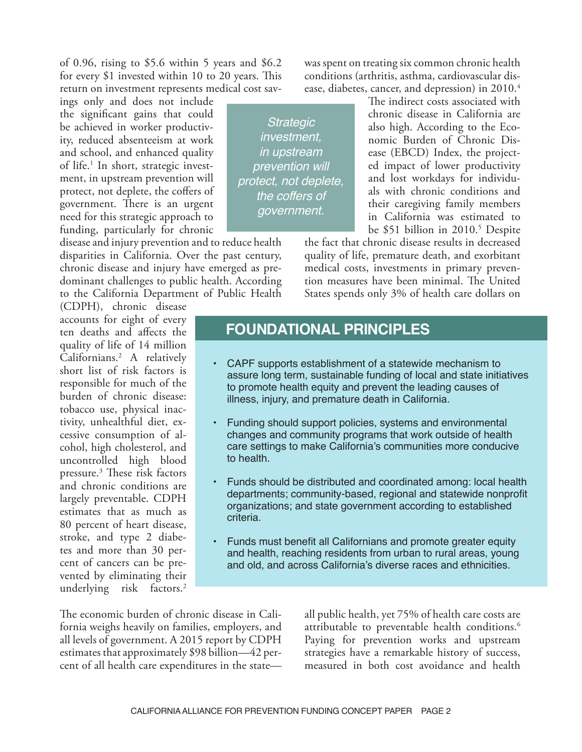of 0.96, rising to $5.6 within 5 years and $6.2 for every $1 invested within 10 to 20 years. This return on investment represents medical cost savings only and does not include the significant gains that could be achieved in worker productivity, reduced absenteeism at work and school, and enhanced quality of life.[1] In short, strategic investment, in upstream prevention will protect, not deplete, the coffers of government. There is an urgent need for this strategic approach to funding, particularly for chronic disease and injury prevention and to reduce health disparities in California. Over the past century, chronic disease and injury have emerged as predominant challenges to public health. According to the California Department of Public Health (CDPH), chronic disease accounts for eight of every ten deaths and affects the quality of life of 14 million Californians.[2] A relatively short list of risk factors is responsible for much of the burden of chronic disease: tobacco use, physical inactivity, unhealthful diet, excessive consumption of alcohol, high cholesterol, and uncontrolled high blood pressure.[3] These risk factors and chronic conditions are largely preventable. CDPH estimates that as much as 80 percent of heart disease, stroke, and type 2 diabetes and more than 30 percent of cancers can be prevented by eliminating their underlying risk factors.[2]

> *Strategic investment, in upstream prevention will protect, not deplete, the coffers of government.*

The economic burden of chronic disease in California weighs heavily on families, employers, and all levels of government. A 2015 report by CDPH estimates that approximately $98 billion—42 percent of all health care expenditures in the state—was spent on treating six common chronic health conditions (arthritis, asthma, cardiovascular disease, diabetes, cancer, and depression) in 2010.[4]

The indirect costs associated with chronic disease in California are also high. According to the Economic Burden of Chronic Disease (EBCD) Index, the projected impact of lower productivity and lost workdays for individuals with chronic conditions and their caregiving family members in California was estimated to be $51 billion in 2010.[5] Despite the fact that chronic disease results in decreased quality of life, premature death, and exorbitant medical costs, investments in primary prevention measures have been minimal. The United States spends only 3% of health care dollars on all public health, yet 75% of health care costs are attributable to preventable health conditions.[6] Paying for prevention works and upstream strategies have a remarkable history of success, measured in both cost avoidance and health

## FOUNDATIONAL PRINCIPLES

- CAPF supports establishment of a statewide mechanism to assure long term, sustainable funding of local and state initiatives to promote health equity and prevent the leading causes of illness, injury, and premature death in California.
- Funding should support policies, systems and environmental changes and community programs that work outside of health care settings to make California's communities more conducive to health.
- Funds should be distributed and coordinated among: local health departments; community-based, regional and statewide nonprofit organizations; and state government according to established criteria.
- Funds must benefit all Californians and promote greater equity and health, reaching residents from urban to rural areas, young and old, and across California's diverse races and ethnicities.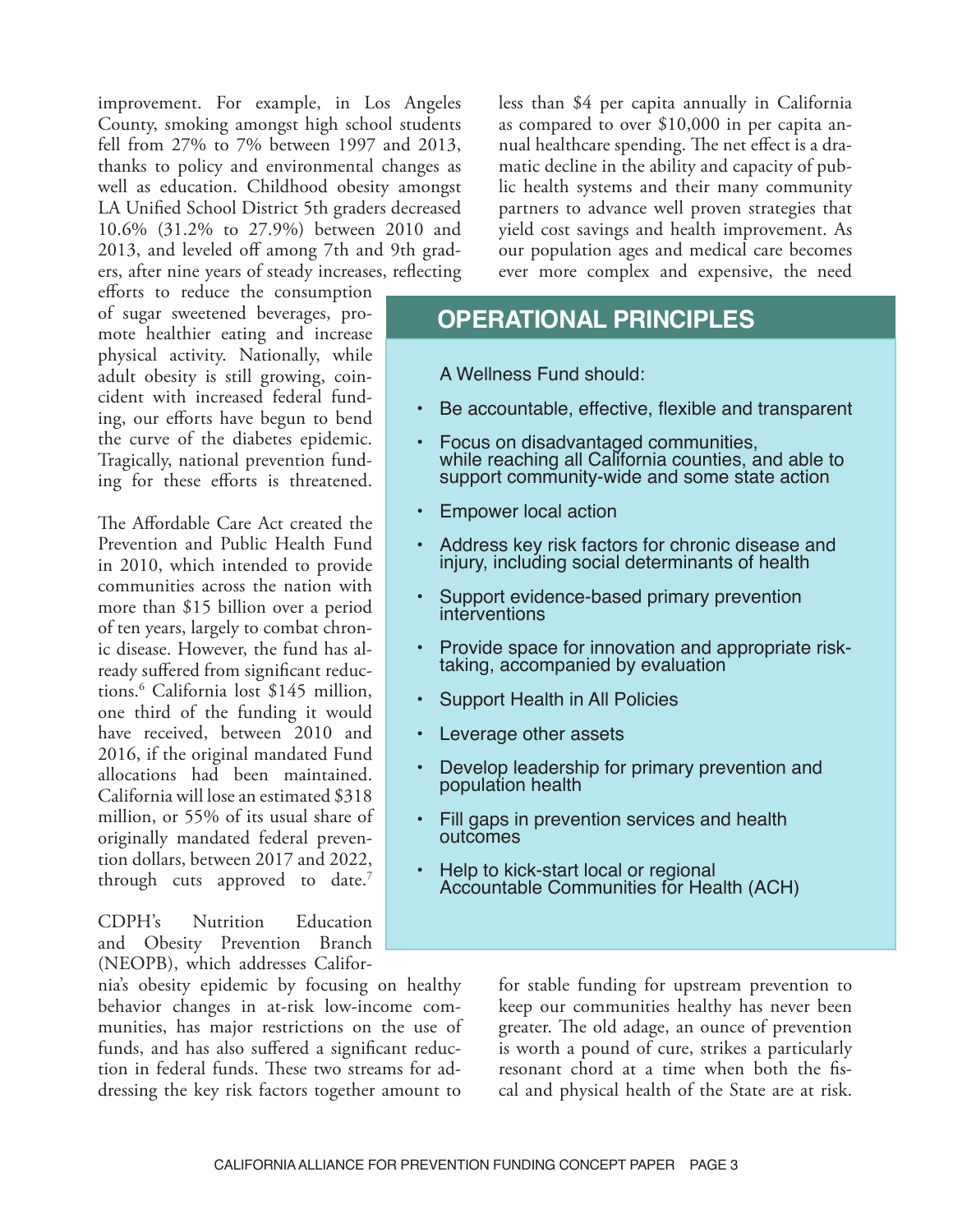improvement. For example, in Los Angeles County, smoking amongst high school students fell from 27% to 7% between 1997 and 2013, thanks to policy and environmental changes as well as education. Childhood obesity amongst LA Unified School District 5th graders decreased 10.6% (31.2% to 27.9%) between 2010 and 2013, and leveled off among 7th and 9th graders, after nine years of steady increases, reflecting efforts to reduce the consumption of sugar sweetened beverages, promote healthier eating and increase physical activity. Nationally, while adult obesity is still growing, coincident with increased federal funding, our efforts have begun to bend the curve of the diabetes epidemic. Tragically, national prevention funding for these efforts is threatened.

The Affordable Care Act created the Prevention and Public Health Fund in 2010, which intended to provide communities across the nation with more than $15 billion over a period of ten years, largely to combat chronic disease. However, the fund has already suffered from significant reductions.[6] California lost $145 million, one third of the funding it would have received, between 2010 and 2016, if the original mandated Fund allocations had been maintained. California will lose an estimated $318 million, or 55% of its usual share of originally mandated federal prevention dollars, between 2017 and 2022, through cuts approved to date.[7]

CDPH's Nutrition Education and Obesity Prevention Branch (NEOPB), which addresses California's obesity epidemic by focusing on healthy behavior changes in at-risk low-income communities, has major restrictions on the use of funds, and has also suffered a significant reduction in federal funds. These two streams for addressing the key risk factors together amount to less than $4 per capita annually in California as compared to over $10,000 in per capita annual healthcare spending. The net effect is a dramatic decline in the ability and capacity of public health systems and their many community partners to advance well proven strategies that yield cost savings and health improvement. As our population ages and medical care becomes ever more complex and expensive, the need for stable funding for upstream prevention to keep our communities healthy has never been greater. The old adage, an ounce of prevention is worth a pound of cure, strikes a particularly resonant chord at a time when both the fiscal and physical health of the State are at risk.

## OPERATIONAL PRINCIPLES

A Wellness Fund should:

- Be accountable, effective, flexible and transparent
- Focus on disadvantaged communities, while reaching all California counties, and able to support community-wide and some state action
- Empower local action
- Address key risk factors for chronic disease and injury, including social determinants of health
- Support evidence-based primary prevention interventions
- Provide space for innovation and appropriate risk-taking, accompanied by evaluation
- Support Health in All Policies
- Leverage other assets
- Develop leadership for primary prevention and population health
- Fill gaps in prevention services and health outcomes
- Help to kick-start local or regional Accountable Communities for Health (ACH)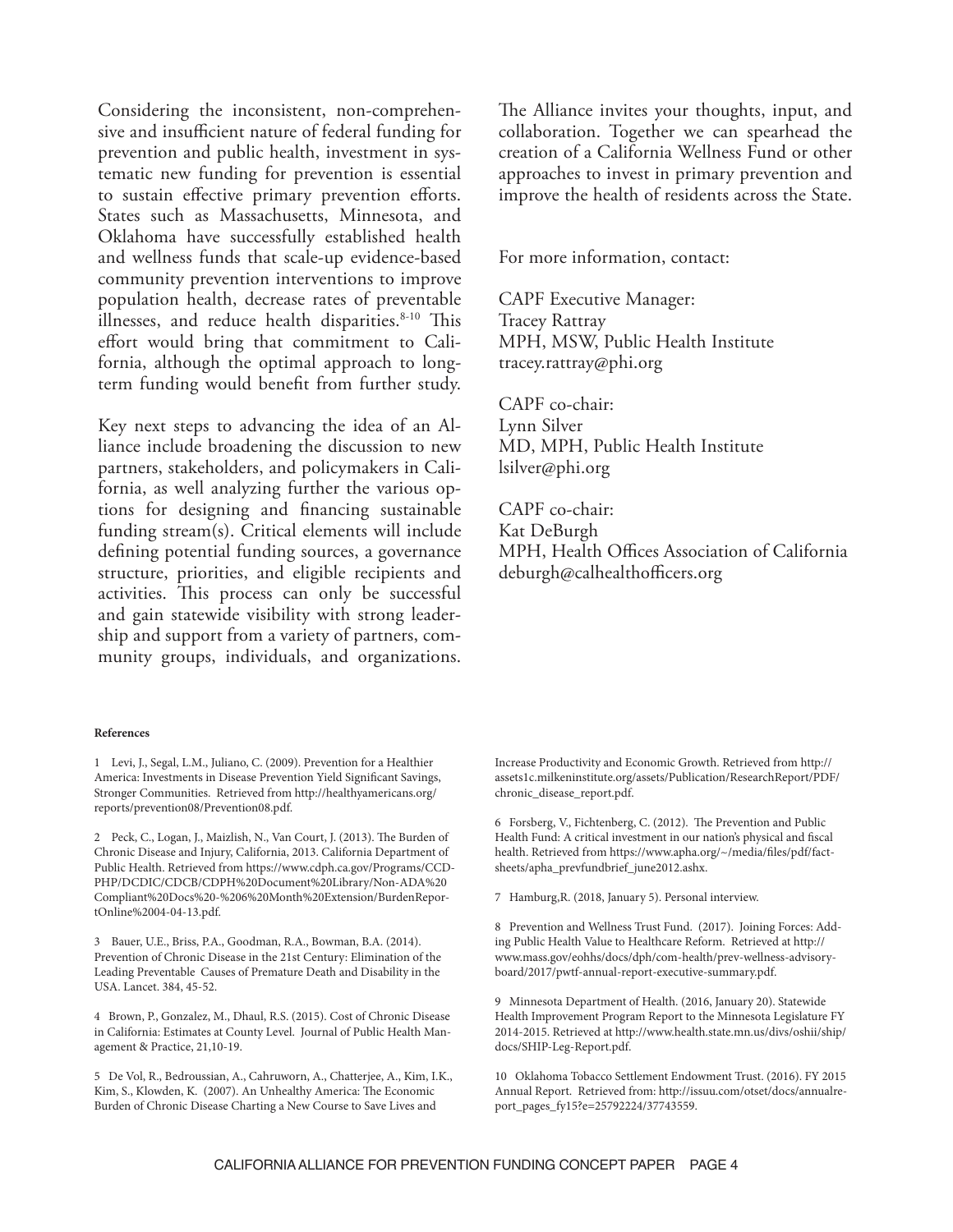Considering the inconsistent, non-comprehensive and insufficient nature of federal funding for prevention and public health, investment in systematic new funding for prevention is essential to sustain effective primary prevention efforts. States such as Massachusetts, Minnesota, and Oklahoma have successfully established health and wellness funds that scale-up evidence-based community prevention interventions to improve population health, decrease rates of preventable illnesses, and reduce health disparities.[8-10] This effort would bring that commitment to California, although the optimal approach to long-term funding would benefit from further study.

Key next steps to advancing the idea of an Alliance include broadening the discussion to new partners, stakeholders, and policymakers in California, as well analyzing further the various options for designing and financing sustainable funding stream(s). Critical elements will include defining potential funding sources, a governance structure, priorities, and eligible recipients and activities. This process can only be successful and gain statewide visibility with strong leadership and support from a variety of partners, community groups, individuals, and organizations.

The Alliance invites your thoughts, input, and collaboration. Together we can spearhead the creation of a California Wellness Fund or other approaches to invest in primary prevention and improve the health of residents across the State.

For more information, contact:

CAPF Executive Manager:  
Tracey Rattray  
MPH, MSW, Public Health Institute  
tracey.rattray@phi.org

CAPF co-chair:  
Lynn Silver  
MD, MPH, Public Health Institute  
lsilver@phi.org

CAPF co-chair:  
Kat DeBurgh  
MPH, Health Offices Association of California  
deburgh@calhealthofficers.org

**References**

1 Levi, J., Segal, L.M., Juliano, C. (2009). Prevention for a Healthier America: Investments in Disease Prevention Yield Significant Savings, Stronger Communities. Retrieved from http://healthyamericans.org/reports/prevention08/Prevention08.pdf.

2 Peck, C., Logan, J., Maizlish, N., Van Court, J. (2013). The Burden of Chronic Disease and Injury, California, 2013. California Department of Public Health. Retrieved from https://www.cdph.ca.gov/Programs/CCDPHP/DCDIC/CDCB/CDPH%20Document%20Library/Non-ADA%20Compliant%20Docs%20-%206%20Month%20Extension/BurdenReportOnline%2004-13.pdf.

3 Bauer, U.E., Briss, P.A., Goodman, R.A., Bowman, B.A. (2014). Prevention of Chronic Disease in the 21st Century: Elimination of the Leading Preventable Causes of Premature Death and Disability in the USA. Lancet. 384, 45-52.

4 Brown, P., Gonzalez, M., Dhaul, R.S. (2015). Cost of Chronic Disease in California: Estimates at County Level. Journal of Public Health Management & Practice, 21,10-19.

5 De Vol, R., Bedroussian, A., Cahruworn, A., Chatterjee, A., Kim, I.K., Kim, S., Klowden, K. (2007). An Unhealthy America: The Economic Burden of Chronic Disease Charting a New Course to Save Lives and Increase Productivity and Economic Growth. Retrieved from http://assets1c.milkeninstitute.org/assets/Publication/ResearchReport/PDF/chronic_disease_report.pdf.

6 Forsberg, V., Fichtenberg, C. (2012). The Prevention and Public Health Fund: A critical investment in our nation's physical and fiscal health. Retrieved from https://www.apha.org/~/media/files/pdf/factsheets/apha_prevfundbrief_june2012.ashx.

7 Hamburg,R. (2018, January 5). Personal interview.

8 Prevention and Wellness Trust Fund. (2017). Joining Forces: Adding Public Health Value to Healthcare Reform. Retrieved at http://www.mass.gov/eohhs/docs/dph/com-health/prev-wellness-advisory-board/2017/pwtf-annual-report-executive-summary.pdf.

9 Minnesota Department of Health. (2016, January 20). Statewide Health Improvement Program Report to the Minnesota Legislature FY 2014-2015. Retrieved at http://www.health.state.mn.us/divs/oshii/ship/docs/SHIP-Leg-Report.pdf.

10 Oklahoma Tobacco Settlement Endowment Trust. (2016). FY 2015 Annual Report. Retrieved from: http://issuu.com/otset/docs/annualreport_pages_fy15?e=25792224/37743559.